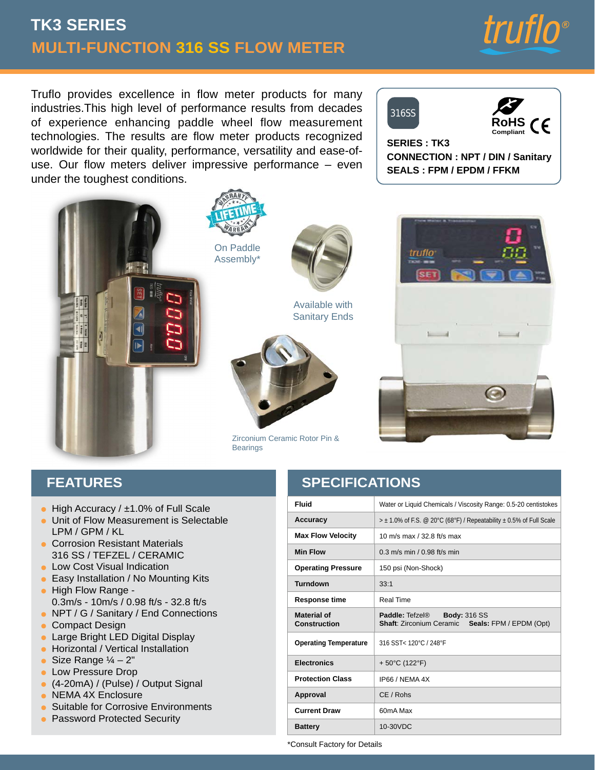# TK3 SERIES

## MULTI-FUNCTION 316 SS FLOW METER

Truflo provides excellence in flow meter products for many industries.This high level of performance results from decades of experience enhancing paddle wheel flow measurement technologies. The results are flow meter products recognized worldwide for their quality, performance, versatility and ease-of-use. Our flow meters deliver impressive performance – even under the toughest conditions.

316SS

RoHS Compliant CE

**SERIES : TK3**

**CONNECTION : NPT / DIN / Sanitary**

**SEALS : FPM / EPDM / FFKM**

LIFETIME WARRANTY

On Paddle Assembly*

Available with Sanitary Ends

Zirconium Ceramic Rotor Pin & Bearings

## FEATURES

- High Accuracy / ±1.0% of Full Scale
- Unit of Flow Measurement is Selectable LPM / GPM / KL
- Corrosion Resistant Materials 316 SS / TEFZEL / CERAMIC
- Low Cost Visual Indication
- Easy Installation / No Mounting Kits
- High Flow Range - 0.3m/s - 10m/s / 0.98 ft/s - 32.8 ft/s
- NPT / G / Sanitary / End Connections
- Compact Design
- Large Bright LED Digital Display
- Horizontal / Vertical Installation
- Size Range ¼ – 2"
- Low Pressure Drop
- (4-20mA) / (Pulse) / Output Signal
- NEMA 4X Enclosure
- Suitable for Corrosive Environments
- Password Protected Security

## SPECIFICATIONS

| | |
|---|---|
| **Fluid** | Water or Liquid Chemicals / Viscosity Range: 0.5-20 centistokes |
| **Accuracy** | > ± 1.0% of F.S. @ 20°C (68°F) / Repeatability ± 0.5% of Full Scale |
| **Max Flow Velocity** | 10 m/s max / 32.8 ft/s max |
| **Min Flow** | 0.3 m/s min / 0.98 ft/s min |
| **Operating Pressure** | 150 psi (Non-Shock) |
| **Turndown** | 33:1 |
| **Response time** | Real Time |
| **Material of Construction** | **Paddle:** Tefzel® **Body:** 316 SS **Shaft**: Zirconium Ceramic **Seals:** FPM / EPDM (Opt) |
| **Operating Temperature** | 316 SST< 120°C / 248°F |
| **Electronics** | + 50°C (122°F) |
| **Protection Class** | IP66 / NEMA 4X |
| **Approval** | CE / Rohs |
| **Current Draw** | 60mA Max |
| **Battery** | 10-30VDC |

*Consult Factory for Details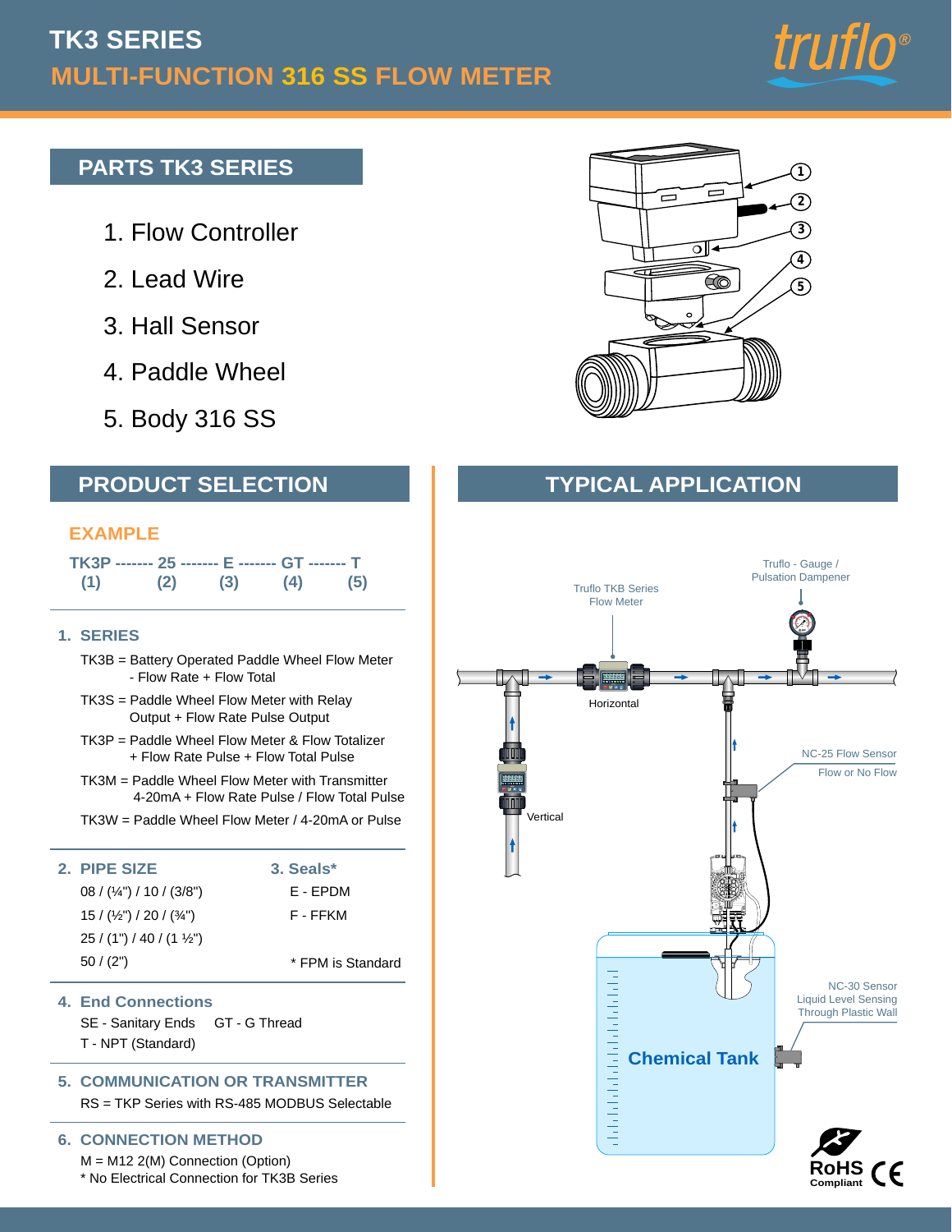# TK3 SERIES

## MULTI-FUNCTION 316 SS FLOW METER

## PARTS TK3 SERIES

1. Flow Controller
2. Lead Wire
3. Hall Sensor
4. Paddle Wheel
5. Body 316 SS

## PRODUCT SELECTION

### EXAMPLE

TK3P ------- 25 ------- E ------- GT ------- T
(1) (2) (3) (4) (5)

### 1. SERIES

TK3B = Battery Operated Paddle Wheel Flow Meter - Flow Rate + Flow Total

TK3S = Paddle Wheel Flow Meter with Relay Output + Flow Rate Pulse Output

TK3P = Paddle Wheel Flow Meter & Flow Totalizer + Flow Rate Pulse + Flow Total Pulse

TK3M = Paddle Wheel Flow Meter with Transmitter 4-20mA + Flow Rate Pulse / Flow Total Pulse

TK3W = Paddle Wheel Flow Meter / 4-20mA or Pulse

### 2. PIPE SIZE

08 / (¼") / 10 / (3/8")
15 / (½") / 20 / (¾")
25 / (1") / 40 / (1 ½")
50 / (2")

### 3. Seals*

E - EPDM
F - FFKM

* FPM is Standard

### 4. End Connections

SE - Sanitary Ends GT - G Thread
T - NPT (Standard)

### 5. COMMUNICATION OR TRANSMITTER

RS = TKP Series with RS-485 MODBUS Selectable

### 6. CONNECTION METHOD

M = M12 2(M) Connection (Option)
* No Electrical Connection for TK3B Series

## TYPICAL APPLICATION

Truflo TKB Series Flow Meter
Truflo - Gauge / Pulsation Dampener
Horizontal
Vertical
NC-25 Flow Sensor
Flow or No Flow
Chemical Tank
NC-30 Sensor
Liquid Level Sensing
Through Plastic Wall

RoHS Compliant CE